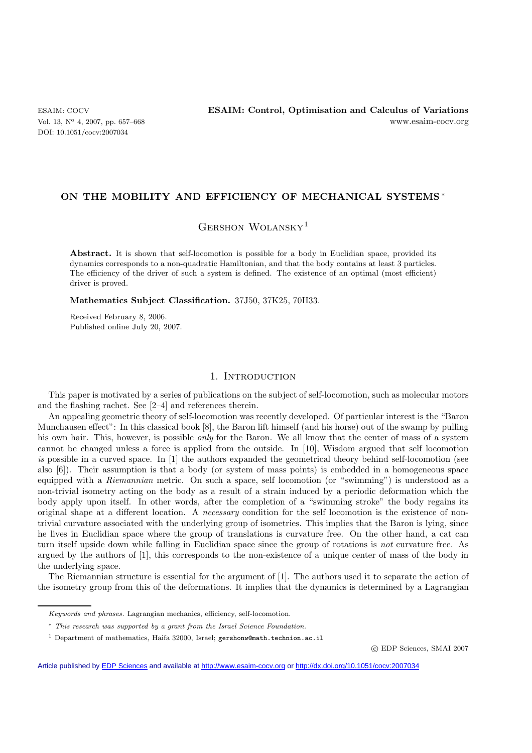# ON THE MOBILITY AND EFFICIENCY OF MECHANICAL SYSTEMS *

Gershon Wolansky[1]

**Abstract.** It is shown that self-locomotion is possible for a body in Euclidian space, provided its dynamics corresponds to a non-quadratic Hamiltonian, and that the body contains at least 3 particles. The efficiency of the driver of such a system is defined. The existence of an optimal (most efficient) driver is proved.

**Mathematics Subject Classification.** 37J50, 37K25, 70H33.

Received February 8, 2006.
Published online July 20, 2007.

## 1. Introduction

This paper is motivated by a series of publications on the subject of self-locomotion, such as molecular motors and the flashing rachet. See [2–4] and references therein.

An appealing geometric theory of self-locomotion was recently developed. Of particular interest is the "Baron Munchausen effect": In this classical book [8], the Baron lift himself (and his horse) out of the swamp by pulling his own hair. This, however, is possible *only* for the Baron. We all know that the center of mass of a system cannot be changed unless a force is applied from the outside. In [10], Wisdom argued that self locomotion *is* possible in a curved space. In [1] the authors expanded the geometrical theory behind self-locomotion (see also [6]). Their assumption is that a body (or system of mass points) is embedded in a homogeneous space equipped with a *Riemannian* metric. On such a space, self locomotion (or "swimming") is understood as a non-trivial isometry acting on the body as a result of a strain induced by a periodic deformation which the body apply upon itself. In other words, after the completion of a "swimming stroke" the body regains its original shape at a different location. A *necessary* condition for the self locomotion is the existence of non-trivial curvature associated with the underlying group of isometries. This implies that the Baron is lying, since he lives in Euclidian space where the group of translations is curvature free. On the other hand, a cat can turn itself upside down while falling in Euclidian space since the group of rotations is *not* curvature free. As argued by the authors of [1], this corresponds to the non-existence of a unique center of mass of the body in the underlying space.

The Riemannian structure is essential for the argument of [1]. The authors used it to separate the action of the isometry group from this of the deformations. It implies that the dynamics is determined by a Lagrangian

---

*Keywords and phrases.* Lagrangian mechanics, efficiency, self-locomotion.

\* *This research was supported by a grant from the Israel Science Foundation.*

[1] Department of mathematics, Haifa 32000, Israel; gershonw@math.technion.ac.il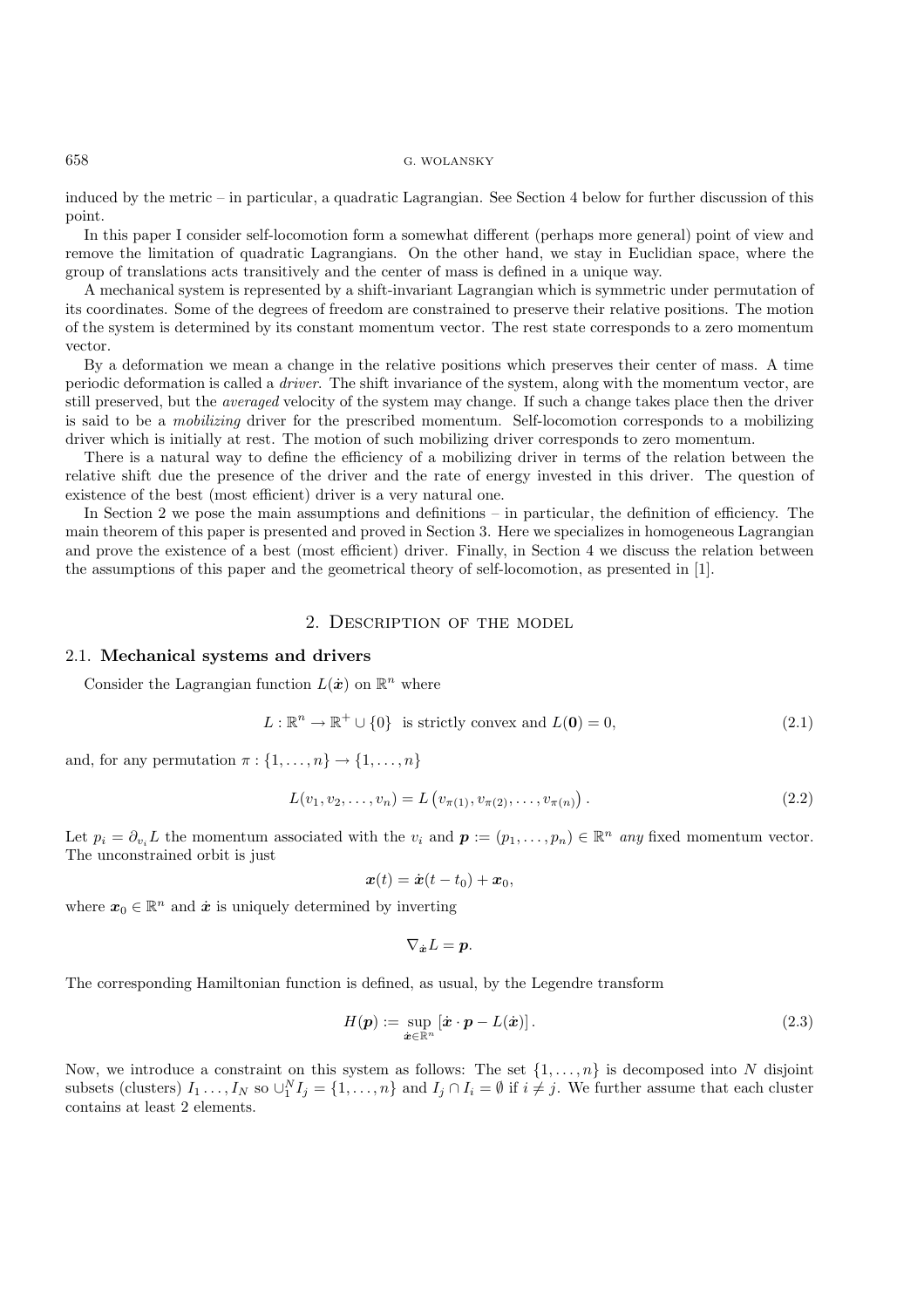induced by the metric – in particular, a quadratic Lagrangian. See Section 4 below for further discussion of this point.

In this paper I consider self-locomotion form a somewhat different (perhaps more general) point of view and remove the limitation of quadratic Lagrangians. On the other hand, we stay in Euclidian space, where the group of translations acts transitively and the center of mass is defined in a unique way.

A mechanical system is represented by a shift-invariant Lagrangian which is symmetric under permutation of its coordinates. Some of the degrees of freedom are constrained to preserve their relative positions. The motion of the system is determined by its constant momentum vector. The rest state corresponds to a zero momentum vector.

By a deformation we mean a change in the relative positions which preserves their center of mass. A time periodic deformation is called a *driver*. The shift invariance of the system, along with the momentum vector, are still preserved, but the *averaged* velocity of the system may change. If such a change takes place then the driver is said to be a *mobilizing* driver for the prescribed momentum. Self-locomotion corresponds to a mobilizing driver which is initially at rest. The motion of such mobilizing driver corresponds to zero momentum.

There is a natural way to define the efficiency of a mobilizing driver in terms of the relation between the relative shift due the presence of the driver and the rate of energy invested in this driver. The question of existence of the best (most efficient) driver is a very natural one.

In Section 2 we pose the main assumptions and definitions – in particular, the definition of efficiency. The main theorem of this paper is presented and proved in Section 3. Here we specializes in homogeneous Lagrangian and prove the existence of a best (most efficient) driver. Finally, in Section 4 we discuss the relation between the assumptions of this paper and the geometrical theory of self-locomotion, as presented in [1].

## 2. Description of the model

### 2.1. Mechanical systems and drivers

Consider the Lagrangian function $L(\dot{\boldsymbol{x}})$ on $\mathbb{R}^n$ where

$$L : \mathbb{R}^n \to \mathbb{R}^+ \cup \{0\} \ \text{ is strictly convex and } L(\mathbf{0}) = 0, \tag{2.1}$$

and, for any permutation $\pi : \{1, \ldots, n\} \to \{1, \ldots, n\}$

$$L(v_1, v_2, \ldots, v_n) = L\left(v_{\pi(1)}, v_{\pi(2)}, \ldots, v_{\pi(n)}\right). \tag{2.2}$$

Let $p_i = \partial_{v_i} L$ the momentum associated with the $v_i$ and $\boldsymbol{p} := (p_1, \ldots, p_n) \in \mathbb{R}^n$ *any* fixed momentum vector. The unconstrained orbit is just

$$\boldsymbol{x}(t) = \dot{\boldsymbol{x}}(t - t_0) + \boldsymbol{x}_0,$$

where $\boldsymbol{x}_0 \in \mathbb{R}^n$ and $\dot{\boldsymbol{x}}$ is uniquely determined by inverting

$$\nabla_{\dot{\boldsymbol{x}}} L = \boldsymbol{p}.$$

The corresponding Hamiltonian function is defined, as usual, by the Legendre transform

$$H(\boldsymbol{p}) := \sup_{\dot{\boldsymbol{x}} \in \mathbb{R}^n} \left[\dot{\boldsymbol{x}} \cdot \boldsymbol{p} - L(\dot{\boldsymbol{x}})\right]. \tag{2.3}$$

Now, we introduce a constraint on this system as follows: The set $\{1, \ldots, n\}$ is decomposed into $N$ disjoint subsets (clusters) $I_1 \ldots, I_N$ so $\cup_1^N I_j = \{1, \ldots, n\}$ and $I_j \cap I_i = \emptyset$ if $i \neq j$. We further assume that each cluster contains at least 2 elements.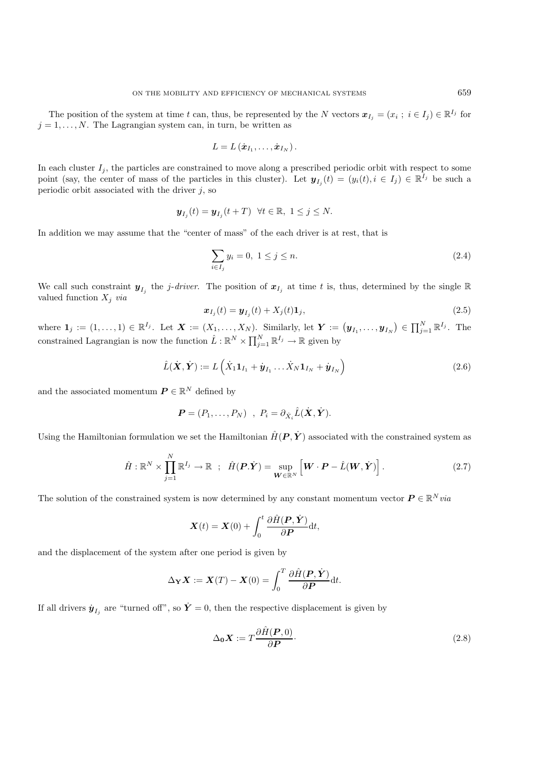The position of the system at time $t$ can, thus, be represented by the $N$ vectors $\boldsymbol{x}_{I_j} = (x_i \; ; \; i \in I_j) \in \mathbb{R}^{I_j}$ for $j = 1, \ldots, N$. The Lagrangian system can, in turn, be written as

$$L = L\left(\dot{\boldsymbol{x}}_{I_1}, \ldots, \dot{\boldsymbol{x}}_{I_N}\right).$$

In each cluster $I_j$, the particles are constrained to move along a prescribed periodic orbit with respect to some point (say, the center of mass of the particles in this cluster). Let $\boldsymbol{y}_{I_j}(t) = (y_i(t), i \in I_j) \in \mathbb{R}^{I_j}$ be such a periodic orbit associated with the driver $j$, so

$$\boldsymbol{y}_{I_j}(t) = \boldsymbol{y}_{I_j}(t+T) \;\; \forall t \in \mathbb{R}, \; 1 \leq j \leq N.$$

In addition we may assume that the "center of mass" of the each driver is at rest, that is

$$\sum_{i \in I_j} y_i = 0, \; 1 \leq j \leq n. \tag{2.4}$$

We call such constraint $\boldsymbol{y}_{I_j}$ the *j-driver*. The position of $\boldsymbol{x}_{I_j}$ at time $t$ is, thus, determined by the single $\mathbb{R}$ valued function $X_j$ *via*

$$\boldsymbol{x}_{I_j}(t) = \boldsymbol{y}_{I_j}(t) + X_j(t)\mathbf{1}_j, \tag{2.5}$$

where $\mathbf{1}_j := (1, \ldots, 1) \in \mathbb{R}^{I_j}$. Let $\boldsymbol{X} := (X_1, \ldots, X_N)$. Similarly, let $\boldsymbol{Y} := \left(\boldsymbol{y}_{I_1}, \ldots, \boldsymbol{y}_{I_N}\right) \in \prod_{j=1}^N \mathbb{R}^{I_j}$. The constrained Lagrangian is now the function $\hat{L} : \mathbb{R}^N \times \prod_{j=1}^N \mathbb{R}^{I_j} \to \mathbb{R}$ given by

$$\hat{L}(\dot{\boldsymbol{X}}, \dot{\boldsymbol{Y}}) := L\left(\dot{X}_1 \mathbf{1}_{I_1} + \dot{\boldsymbol{y}}_{I_1} \ldots \dot{X}_N \mathbf{1}_{I_N} + \dot{\boldsymbol{y}}_{I_N}\right) \tag{2.6}$$

and the associated momentum $\boldsymbol{P} \in \mathbb{R}^N$ defined by

$$\boldsymbol{P} = (P_1, \ldots, P_N) \;\; , \;\; P_i = \partial_{\dot{X}_i} \hat{L}(\dot{\boldsymbol{X}}, \dot{\boldsymbol{Y}}).$$

Using the Hamiltonian formulation we set the Hamiltonian $\hat{H}(\boldsymbol{P}, \dot{\boldsymbol{Y}})$ associated with the constrained system as

$$\hat{H} : \mathbb{R}^N \times \prod_{j=1}^N \mathbb{R}^{I_j} \to \mathbb{R} \;\; ; \;\; \hat{H}(\boldsymbol{P}.\dot{\boldsymbol{Y}}) = \sup_{\boldsymbol{W} \in \mathbb{R}^N} \left[\boldsymbol{W} \cdot \boldsymbol{P} - \hat{L}(\boldsymbol{W}, \dot{\boldsymbol{Y}})\right]. \tag{2.7}$$

The solution of the constrained system is now determined by any constant momentum vector $\boldsymbol{P} \in \mathbb{R}^N$ *via*

$$\boldsymbol{X}(t) = \boldsymbol{X}(0) + \int_0^t \frac{\partial \hat{H}(\boldsymbol{P}, \dot{\boldsymbol{Y}})}{\partial \boldsymbol{P}} \mathrm{d}t,$$

and the displacement of the system after one period is given by

$$\Delta_{\mathbf{Y}} \boldsymbol{X} := \boldsymbol{X}(T) - \boldsymbol{X}(0) = \int_0^T \frac{\partial \hat{H}(\boldsymbol{P}, \dot{\boldsymbol{Y}})}{\partial \boldsymbol{P}} \mathrm{d}t.$$

If all drivers $\dot{\boldsymbol{y}}_{I_j}$ are "turned off", so $\dot{\boldsymbol{Y}} = 0$, then the respective displacement is given by

$$\Delta_{\mathbf{0}} \boldsymbol{X} := T \frac{\partial \hat{H}(\boldsymbol{P}, 0)}{\partial \boldsymbol{P}} \cdot \tag{2.8}$$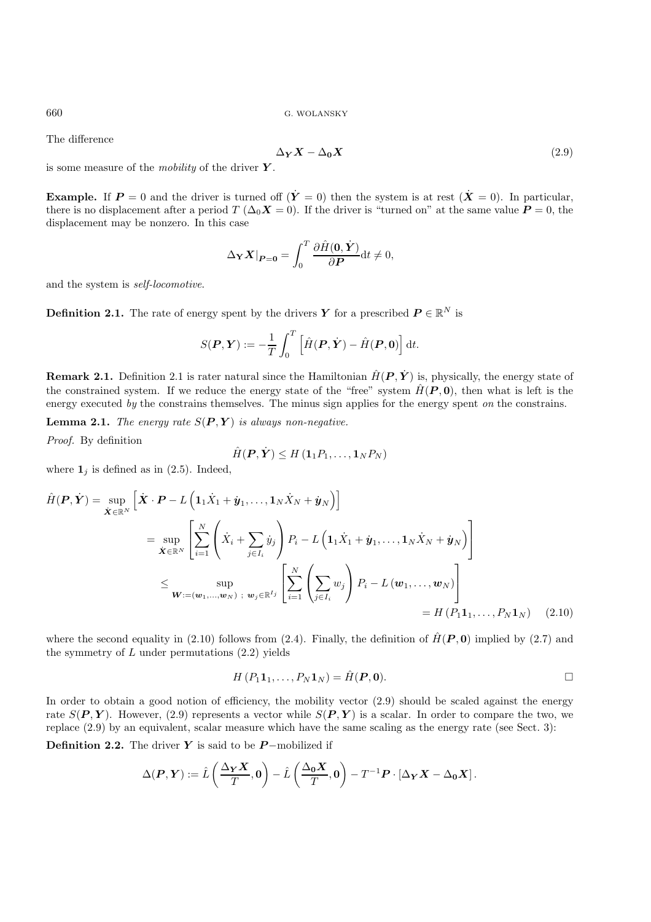The difference

$$\Delta_{\boldsymbol{Y}}\boldsymbol{X} - \Delta_{\boldsymbol{0}}\boldsymbol{X} \tag{2.9}$$

is some measure of the *mobility* of the driver $\boldsymbol{Y}$.

**Example.** If $\boldsymbol{P} = 0$ and the driver is turned off ($\dot{\boldsymbol{Y}} = 0$) then the system is at rest ($\dot{\boldsymbol{X}} = 0$). In particular, there is no displacement after a period $T$ ($\Delta_0 \boldsymbol{X} = 0$). If the driver is "turned on" at the same value $\boldsymbol{P} = 0$, the displacement may be nonzero. In this case

$$\Delta_{\mathbf{Y}}\boldsymbol{X}|_{\boldsymbol{P}=\boldsymbol{0}} = \int_0^T \frac{\partial \hat{H}(\boldsymbol{0}, \dot{\boldsymbol{Y}})}{\partial \boldsymbol{P}} \mathrm{d}t \neq 0,$$

and the system is *self-locomotive.*

**Definition 2.1.** The rate of energy spent by the drivers $\boldsymbol{Y}$ for a prescribed $\boldsymbol{P} \in \mathbb{R}^N$ is

$$S(\boldsymbol{P}, \boldsymbol{Y}) := -\frac{1}{T}\int_0^T \left[\hat{H}(\boldsymbol{P}, \dot{\boldsymbol{Y}}) - \hat{H}(\boldsymbol{P}, \boldsymbol{0})\right] \mathrm{d}t.$$

**Remark 2.1.** Definition 2.1 is rater natural since the Hamiltonian $\hat{H}(\boldsymbol{P}, \dot{\boldsymbol{Y}})$ is, physically, the energy state of the constrained system. If we reduce the energy state of the "free" system $\hat{H}(\boldsymbol{P}, \boldsymbol{0})$, then what is left is the energy executed *by* the constrains themselves. The minus sign applies for the energy spent *on* the constrains.

**Lemma 2.1.** *The energy rate $S(\boldsymbol{P}, \boldsymbol{Y})$ is always non-negative.*

*Proof.* By definition

$$\hat{H}(\boldsymbol{P}, \dot{\boldsymbol{Y}}) \leq H\left(\mathbf{1}_1 P_1, \ldots, \mathbf{1}_N P_N\right)$$

where $\mathbf{1}_j$ is defined as in (2.5). Indeed,

$$\begin{aligned}
\hat{H}(\boldsymbol{P}, \dot{\boldsymbol{Y}}) = \sup_{\dot{\boldsymbol{X}} \in \mathbb{R}^N} &\left[\dot{\boldsymbol{X}} \cdot \boldsymbol{P} - L\left(\mathbf{1}_1 \dot{X}_1 + \dot{\boldsymbol{y}}_1, \ldots, \mathbf{1}_N \dot{X}_N + \dot{\boldsymbol{y}}_N\right)\right] \\
&= \sup_{\dot{\boldsymbol{X}} \in \mathbb{R}^N} \left[\sum_{i=1}^N \left(\dot{X}_i + \sum_{j \in I_i} \dot{y}_j\right) P_i - L\left(\mathbf{1}_1 \dot{X}_1 + \dot{\boldsymbol{y}}_1, \ldots, \mathbf{1}_N \dot{X}_N + \dot{\boldsymbol{y}}_N\right)\right] \\
&\leq \sup_{\boldsymbol{W} := (\boldsymbol{w}_1, \ldots, \boldsymbol{w}_N)\ ;\ \boldsymbol{w}_j \in \mathbb{R}^{I_j}} \left[\sum_{i=1}^N \left(\sum_{j \in I_i} w_j\right) P_i - L\left(\boldsymbol{w}_1, \ldots, \boldsymbol{w}_N\right)\right] \\
&\qquad\qquad\qquad\qquad\qquad\qquad\qquad\qquad = H\left(P_1 \mathbf{1}_1, \ldots, P_N \mathbf{1}_N\right)
\end{aligned} \tag{2.10}$$

where the second equality in (2.10) follows from (2.4). Finally, the definition of $\hat{H}(\boldsymbol{P}, \boldsymbol{0})$ implied by (2.7) and the symmetry of $L$ under permutations (2.2) yields

$$H\left(P_1 \mathbf{1}_1, \ldots, P_N \mathbf{1}_N\right) = \hat{H}(\boldsymbol{P}, \boldsymbol{0}). \qquad \square$$

In order to obtain a good notion of efficiency, the mobility vector (2.9) should be scaled against the energy rate $S(\boldsymbol{P}, \boldsymbol{Y})$. However, (2.9) represents a vector while $S(\boldsymbol{P}, \boldsymbol{Y})$ is a scalar. In order to compare the two, we replace (2.9) by an equivalent, scalar measure which have the same scaling as the energy rate (see Sect. 3):

**Definition 2.2.** The driver $\boldsymbol{Y}$ is said to be $\boldsymbol{P}$−mobilized if

$$\Delta(\boldsymbol{P}, \boldsymbol{Y}) := \hat{L}\left(\frac{\Delta_{\boldsymbol{Y}}\boldsymbol{X}}{T}, \boldsymbol{0}\right) - \hat{L}\left(\frac{\Delta_{\boldsymbol{0}}\boldsymbol{X}}{T}, \boldsymbol{0}\right) - T^{-1}\boldsymbol{P} \cdot \left[\Delta_{\boldsymbol{Y}}\boldsymbol{X} - \Delta_{\boldsymbol{0}}\boldsymbol{X}\right].$$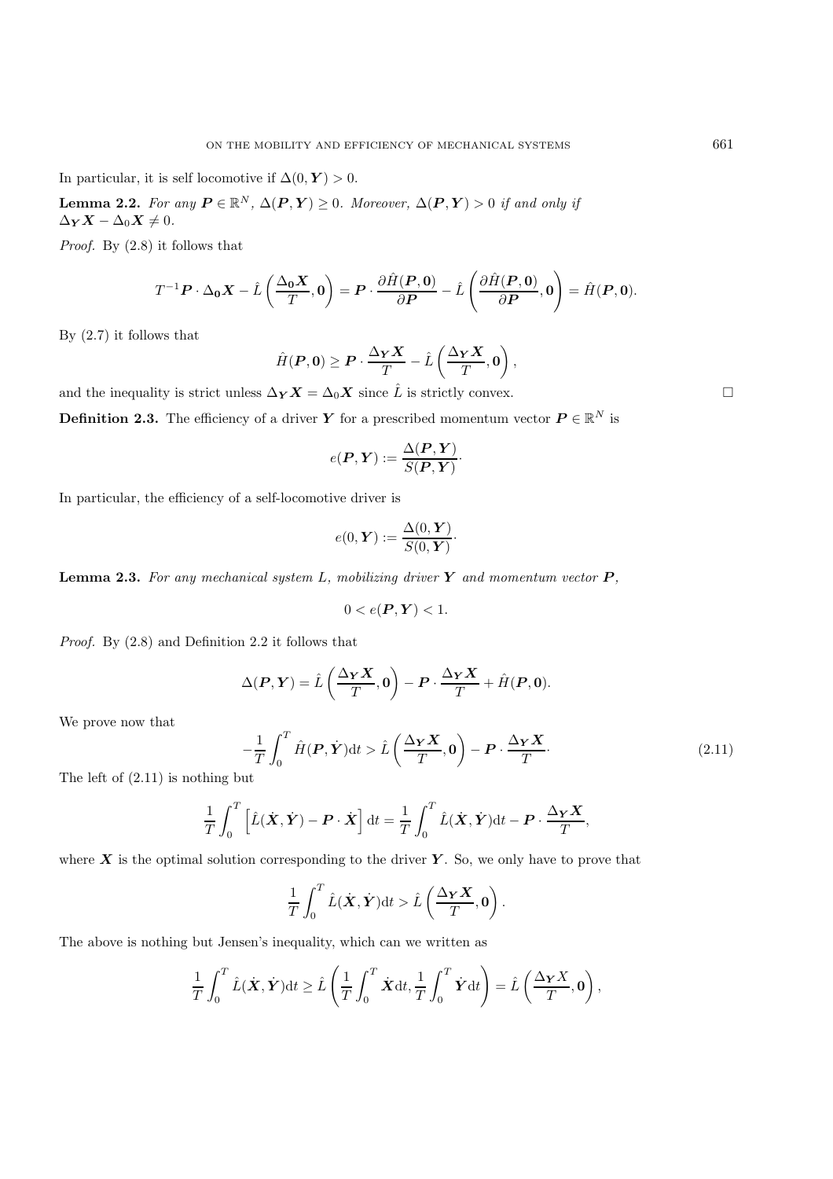In particular, it is self locomotive if $\Delta(0,\boldsymbol{Y}) > 0$.

**Lemma 2.2.** *For any $\boldsymbol{P} \in \mathbb{R}^N$, $\Delta(\boldsymbol{P},\boldsymbol{Y}) \geq 0$. Moreover, $\Delta(\boldsymbol{P},\boldsymbol{Y}) > 0$ if and only if $\Delta_{\boldsymbol{Y}}\boldsymbol{X} - \Delta_0\boldsymbol{X} \neq 0$.*

*Proof.* By (2.8) it follows that

$$T^{-1}\boldsymbol{P}\cdot\Delta_{\boldsymbol{0}}\boldsymbol{X} - \hat{L}\left(\frac{\Delta_{\boldsymbol{0}}\boldsymbol{X}}{T},\boldsymbol{0}\right) = \boldsymbol{P}\cdot\frac{\partial\hat{H}(\boldsymbol{P},\boldsymbol{0})}{\partial\boldsymbol{P}} - \hat{L}\left(\frac{\partial\hat{H}(\boldsymbol{P},\boldsymbol{0})}{\partial\boldsymbol{P}},\boldsymbol{0}\right) = \hat{H}(\boldsymbol{P},\boldsymbol{0}).$$

By (2.7) it follows that

$$\hat{H}(\boldsymbol{P},\boldsymbol{0}) \geq \boldsymbol{P}\cdot\frac{\Delta_{\boldsymbol{Y}}\boldsymbol{X}}{T} - \hat{L}\left(\frac{\Delta_{\boldsymbol{Y}}\boldsymbol{X}}{T},\boldsymbol{0}\right),$$

and the inequality is strict unless $\Delta_{\boldsymbol{Y}}\boldsymbol{X} = \Delta_0\boldsymbol{X}$ since $\hat{L}$ is strictly convex. □

**Definition 2.3.** The efficiency of a driver $\boldsymbol{Y}$ for a prescribed momentum vector $\boldsymbol{P} \in \mathbb{R}^N$ is

$$e(\boldsymbol{P},\boldsymbol{Y}) := \frac{\Delta(\boldsymbol{P},\boldsymbol{Y})}{S(\boldsymbol{P},\boldsymbol{Y})}\cdot$$

In particular, the efficiency of a self-locomotive driver is

$$e(0,\boldsymbol{Y}) := \frac{\Delta(0,\boldsymbol{Y})}{S(0,\boldsymbol{Y})}\cdot$$

**Lemma 2.3.** *For any mechanical system $L$, mobilizing driver $\boldsymbol{Y}$ and momentum vector $\boldsymbol{P}$,*

$$0 < e(\boldsymbol{P},\boldsymbol{Y}) < 1.$$

*Proof.* By (2.8) and Definition 2.2 it follows that

$$\Delta(\boldsymbol{P},\boldsymbol{Y}) = \hat{L}\left(\frac{\Delta_{\boldsymbol{Y}}\boldsymbol{X}}{T},\boldsymbol{0}\right) - \boldsymbol{P}\cdot\frac{\Delta_{\boldsymbol{Y}}\boldsymbol{X}}{T} + \hat{H}(\boldsymbol{P},\boldsymbol{0}).$$

We prove now that

$$-\frac{1}{T}\int_0^T \hat{H}(\boldsymbol{P},\dot{\boldsymbol{Y}})\mathrm{d}t > \hat{L}\left(\frac{\Delta_{\boldsymbol{Y}}\boldsymbol{X}}{T},\boldsymbol{0}\right) - \boldsymbol{P}\cdot\frac{\Delta_{\boldsymbol{Y}}\boldsymbol{X}}{T}\cdot \tag{2.11}$$

The left of (2.11) is nothing but

$$\frac{1}{T}\int_0^T\left[\hat{L}(\dot{\boldsymbol{X}},\dot{\boldsymbol{Y}}) - \boldsymbol{P}\cdot\dot{\boldsymbol{X}}\right]\mathrm{d}t = \frac{1}{T}\int_0^T \hat{L}(\dot{\boldsymbol{X}},\dot{\boldsymbol{Y}})\mathrm{d}t - \boldsymbol{P}\cdot\frac{\Delta_{\boldsymbol{Y}}\boldsymbol{X}}{T},$$

where $\boldsymbol{X}$ is the optimal solution corresponding to the driver $\boldsymbol{Y}$. So, we only have to prove that

$$\frac{1}{T}\int_0^T \hat{L}(\dot{\boldsymbol{X}},\dot{\boldsymbol{Y}})\mathrm{d}t > \hat{L}\left(\frac{\Delta_{\boldsymbol{Y}}\boldsymbol{X}}{T},\boldsymbol{0}\right).$$

The above is nothing but Jensen's inequality, which can we written as

$$\frac{1}{T}\int_0^T \hat{L}(\dot{\boldsymbol{X}},\dot{\boldsymbol{Y}})\mathrm{d}t \geq \hat{L}\left(\frac{1}{T}\int_0^T \dot{\boldsymbol{X}}\mathrm{d}t, \frac{1}{T}\int_0^T \dot{\boldsymbol{Y}}\mathrm{d}t\right) = \hat{L}\left(\frac{\Delta_{\boldsymbol{Y}}X}{T},\boldsymbol{0}\right),$$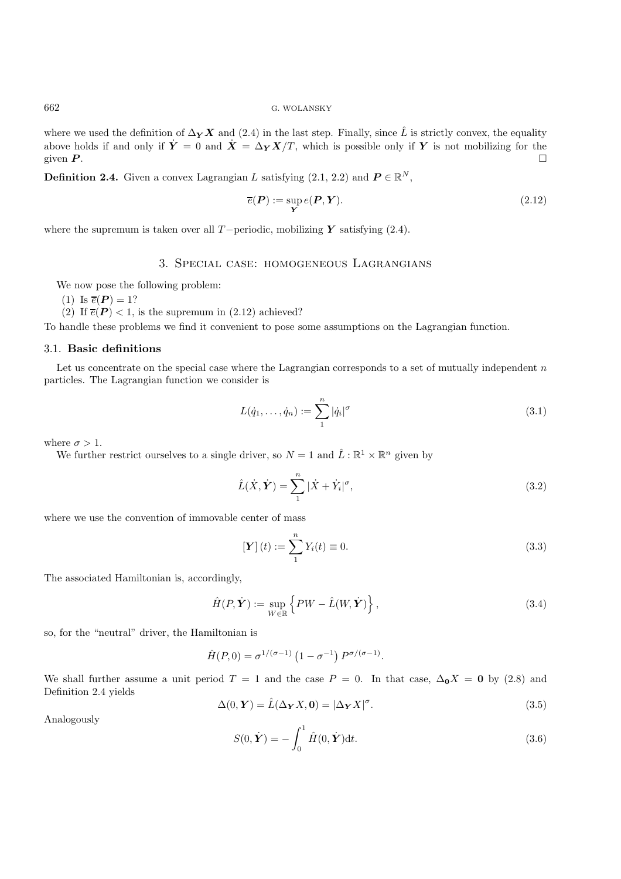where we used the definition of $\Delta_{\boldsymbol{Y}}\boldsymbol{X}$ and (2.4) in the last step. Finally, since $\hat{L}$ is strictly convex, the equality above holds if and only if $\dot{\boldsymbol{Y}} = 0$ and $\dot{\boldsymbol{X}} = \Delta_{\boldsymbol{Y}}\boldsymbol{X}/T$, which is possible only if $\boldsymbol{Y}$ is not mobilizing for the given $\boldsymbol{P}$. $\square$

**Definition 2.4.** Given a convex Lagrangian $L$ satisfying (2.1, 2.2) and $\boldsymbol{P} \in \mathbb{R}^N$,

$$\overline{e}(\boldsymbol{P}) := \sup_{\boldsymbol{Y}} e(\boldsymbol{P}, \boldsymbol{Y}). \tag{2.12}$$

where the supremum is taken over all $T-$periodic, mobilizing $\boldsymbol{Y}$ satisfying (2.4).

## 3. Special case: homogeneous Lagrangians

We now pose the following problem:

(1) Is $\overline{e}(\boldsymbol{P}) = 1$?

(2) If $\overline{e}(\boldsymbol{P}) < 1$, is the supremum in (2.12) achieved?

To handle these problems we find it convenient to pose some assumptions on the Lagrangian function.

### 3.1. Basic definitions

Let us concentrate on the special case where the Lagrangian corresponds to a set of mutually independent $n$ particles. The Lagrangian function we consider is

$$L(\dot{q}_1, \ldots, \dot{q}_n) := \sum_1^n |\dot{q}_i|^\sigma \tag{3.1}$$

where $\sigma > 1$.

We further restrict ourselves to a single driver, so $N = 1$ and $\hat{L} : \mathbb{R}^1 \times \mathbb{R}^n$ given by

$$\hat{L}(\dot{X}, \dot{\boldsymbol{Y}}) = \sum_1^n |\dot{X} + \dot{Y}_i|^\sigma, \tag{3.2}$$

where we use the convention of immovable center of mass

$$[\boldsymbol{Y}](t) := \sum_1^n Y_i(t) \equiv 0. \tag{3.3}$$

The associated Hamiltonian is, accordingly,

$$\hat{H}(P, \dot{\boldsymbol{Y}}) := \sup_{W \in \mathbb{R}} \left\{ PW - \hat{L}(W, \dot{\boldsymbol{Y}}) \right\}, \tag{3.4}$$

so, for the "neutral" driver, the Hamiltonian is

$$\hat{H}(P, 0) = \sigma^{1/(\sigma-1)} \left(1 - \sigma^{-1}\right) P^{\sigma/(\sigma-1)}.$$

We shall further assume a unit period $T = 1$ and the case $P = 0$. In that case, $\Delta_{\boldsymbol{0}}X = \boldsymbol{0}$ by (2.8) and Definition 2.4 yields

$$\Delta(0, \boldsymbol{Y}) = \hat{L}(\Delta_{\boldsymbol{Y}}X, \boldsymbol{0}) = |\Delta_{\boldsymbol{Y}}X|^\sigma. \tag{3.5}$$

Analogously

$$S(0, \dot{\boldsymbol{Y}}) = -\int_0^1 \hat{H}(0, \dot{\boldsymbol{Y}}) \mathrm{d}t. \tag{3.6}$$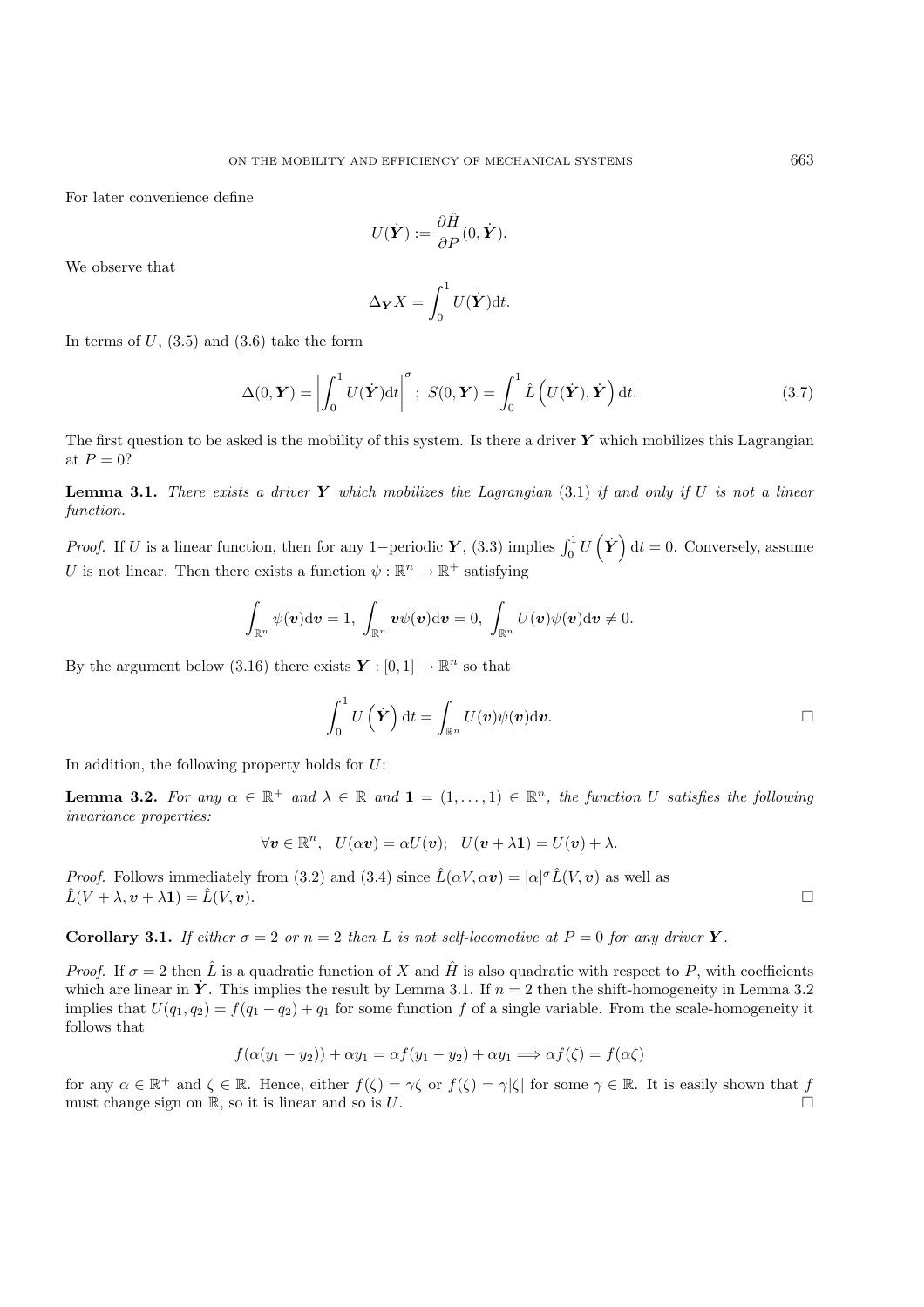For later convenience define

$$U(\dot{\boldsymbol{Y}}) := \frac{\partial \hat{H}}{\partial P}(0, \dot{\boldsymbol{Y}}).$$

We observe that

$$\Delta_{\boldsymbol{Y}} X = \int_0^1 U(\dot{\boldsymbol{Y}}) \mathrm{d}t.$$

In terms of $U$, (3.5) and (3.6) take the form

$$\Delta(0, \boldsymbol{Y}) = \left| \int_0^1 U(\dot{\boldsymbol{Y}}) \mathrm{d}t \right|^\sigma; \; S(0, \boldsymbol{Y}) = \int_0^1 \hat{L}\left(U(\dot{\boldsymbol{Y}}), \dot{\boldsymbol{Y}}\right) \mathrm{d}t. \tag{3.7}$$

The first question to be asked is the mobility of this system. Is there a driver $\boldsymbol{Y}$ which mobilizes this Lagrangian at $P = 0$?

**Lemma 3.1.** *There exists a driver $\boldsymbol{Y}$ which mobilizes the Lagrangian* (3.1) *if and only if $U$ is not a linear function.*

*Proof.* If $U$ is a linear function, then for any 1−periodic $\boldsymbol{Y}$, (3.3) implies $\int_0^1 U\left(\dot{\boldsymbol{Y}}\right) \mathrm{d}t = 0$. Conversely, assume $U$ is not linear. Then there exists a function $\psi : \mathbb{R}^n \to \mathbb{R}^+$ satisfying

$$\int_{\mathbb{R}^n} \psi(\boldsymbol{v}) \mathrm{d}\boldsymbol{v} = 1, \; \int_{\mathbb{R}^n} \boldsymbol{v}\psi(\boldsymbol{v}) \mathrm{d}\boldsymbol{v} = 0, \; \int_{\mathbb{R}^n} U(\boldsymbol{v})\psi(\boldsymbol{v}) \mathrm{d}\boldsymbol{v} \neq 0.$$

By the argument below (3.16) there exists $\boldsymbol{Y} : [0,1] \to \mathbb{R}^n$ so that

$$\int_0^1 U\left(\dot{\boldsymbol{Y}}\right) \mathrm{d}t = \int_{\mathbb{R}^n} U(\boldsymbol{v})\psi(\boldsymbol{v}) \mathrm{d}\boldsymbol{v}.$$

□

In addition, the following property holds for $U$:

**Lemma 3.2.** *For any $\alpha \in \mathbb{R}^+$ and $\lambda \in \mathbb{R}$ and $\mathbf{1} = (1, \ldots, 1) \in \mathbb{R}^n$, the function $U$ satisfies the following invariance properties:*

$$\forall \boldsymbol{v} \in \mathbb{R}^n, \quad U(\alpha \boldsymbol{v}) = \alpha U(\boldsymbol{v}); \quad U(\boldsymbol{v} + \lambda \mathbf{1}) = U(\boldsymbol{v}) + \lambda.$$

*Proof.* Follows immediately from (3.2) and (3.4) since $\hat{L}(\alpha V, \alpha \boldsymbol{v}) = |\alpha|^\sigma \hat{L}(V, \boldsymbol{v})$ as well as $\hat{L}(V + \lambda, \boldsymbol{v} + \lambda \mathbf{1}) = \hat{L}(V, \boldsymbol{v})$. □

**Corollary 3.1.** *If either $\sigma = 2$ or $n = 2$ then $L$ is not self-locomotive at $P = 0$ for any driver $\boldsymbol{Y}$.*

*Proof.* If $\sigma = 2$ then $\hat{L}$ is a quadratic function of $X$ and $\hat{H}$ is also quadratic with respect to $P$, with coefficients which are linear in $\dot{\boldsymbol{Y}}$. This implies the result by Lemma 3.1. If $n = 2$ then the shift-homogeneity in Lemma 3.2 implies that $U(q_1, q_2) = f(q_1 - q_2) + q_1$ for some function $f$ of a single variable. From the scale-homogeneity it follows that

$$f(\alpha(y_1 - y_2)) + \alpha y_1 = \alpha f(y_1 - y_2) + \alpha y_1 \Longrightarrow \alpha f(\zeta) = f(\alpha \zeta)$$

for any $\alpha \in \mathbb{R}^+$ and $\zeta \in \mathbb{R}$. Hence, either $f(\zeta) = \gamma \zeta$ or $f(\zeta) = \gamma |\zeta|$ for some $\gamma \in \mathbb{R}$. It is easily shown that $f$ must change sign on $\mathbb{R}$, so it is linear and so is $U$. □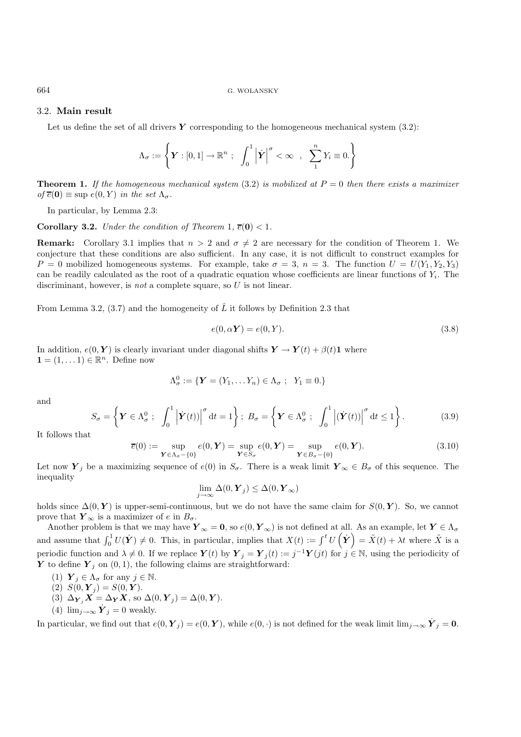### 3.2. Main result

Let us define the set of all drivers $\boldsymbol{Y}$ corresponding to the homogeneous mechanical system (3.2):

$$\Lambda_\sigma := \left\{ \boldsymbol{Y} : [0,1] \to \mathbb{R}^n \; ; \; \int_0^1 \left| \dot{\boldsymbol{Y}} \right|^\sigma < \infty \quad , \quad \sum_1^n Y_i \equiv 0. \right\}$$

**Theorem 1.** *If the homogeneous mechanical system* (3.2) *is mobilized at* $P = 0$ *then there exists a maximizer of* $\overline{e}(\mathbf{0}) \equiv \sup e(0, Y)$ *in the set* $\Lambda_\sigma$.

In particular, by Lemma 2.3:

**Corollary 3.2.** *Under the condition of Theorem* 1, $\overline{e}(\mathbf{0}) < 1$.

**Remark:** Corollary 3.1 implies that $n > 2$ and $\sigma \neq 2$ are necessary for the condition of Theorem 1. We conjecture that these conditions are also sufficient. In any case, it is not difficult to construct examples for $P = 0$ mobilized homogeneous systems. For example, take $\sigma = 3$, $n = 3$. The function $U = U(Y_1, Y_2, Y_3)$ can be readily calculated as the root of a quadratic equation whose coefficients are linear functions of $Y_i$. The discriminant, however, is *not* a complete square, so $U$ is not linear.

From Lemma 3.2, (3.7) and the homogeneity of $\hat{L}$ it follows by Definition 2.3 that

$$e(0, \alpha \boldsymbol{Y}) = e(0, Y). \tag{3.8}$$

In addition, $e(0, \boldsymbol{Y})$ is clearly invariant under diagonal shifts $\boldsymbol{Y} \to \boldsymbol{Y}(t) + \beta(t)\mathbf{1}$ where $\mathbf{1} = (1, \dots 1) \in \mathbb{R}^n$. Define now

$$\Lambda_\sigma^0 := \{ \boldsymbol{Y} = (Y_1, \dots Y_n) \in \Lambda_\sigma \; ; \; Y_1 \equiv 0. \}$$

and

$$S_\sigma = \left\{ \boldsymbol{Y} \in \Lambda_\sigma^0 \; ; \; \int_0^1 \left| \dot{\boldsymbol{Y}}(t)) \right|^\sigma \mathrm{d}t = 1 \right\} ; \; B_\sigma = \left\{ \boldsymbol{Y} \in \Lambda_\sigma^0 \; ; \; \int_0^1 \left| (\dot{\boldsymbol{Y}}(t)) \right|^\sigma \mathrm{d}t \leq 1 \right\}. \tag{3.9}$$

It follows that

$$\overline{e}(0) := \sup_{\boldsymbol{Y} \in \Lambda_\sigma - \{0\}} e(0, \boldsymbol{Y}) = \sup_{\boldsymbol{Y} \in S_\sigma} e(0, \boldsymbol{Y}) = \sup_{\boldsymbol{Y} \in B_\sigma - \{0\}} e(0, \boldsymbol{Y}). \tag{3.10}$$

Let now $\boldsymbol{Y}_j$ be a maximizing sequence of $e(0)$ in $S_\sigma$. There is a weak limit $\boldsymbol{Y}_\infty \in B_\sigma$ of this sequence. The inequality

$$\lim_{j \to \infty} \Delta(0, \boldsymbol{Y}_j) \leq \Delta(0, \boldsymbol{Y}_\infty)$$

holds since $\Delta(0, \boldsymbol{Y})$ is upper-semi-continuous, but we do not have the same claim for $S(0, \boldsymbol{Y})$. So, we cannot prove that $\boldsymbol{Y}_\infty$ is a maximizer of $e$ in $B_\sigma$.

Another problem is that we may have $\boldsymbol{Y}_\infty = \mathbf{0}$, so $e(0, \boldsymbol{Y}_\infty)$ is not defined at all. As an example, let $\boldsymbol{Y} \in \Lambda_\sigma$ and assume that $\int_0^1 U(\dot{\boldsymbol{Y}}) \neq 0$. This, in particular, implies that $X(t) := \int^t U\left(\dot{\boldsymbol{Y}}\right) = \tilde{X}(t) + \lambda t$ where $\tilde{X}$ is a periodic function and $\lambda \neq 0$. If we replace $\boldsymbol{Y}(t)$ by $\boldsymbol{Y}_j = \boldsymbol{Y}_j(t) := j^{-1}\boldsymbol{Y}(jt)$ for $j \in \mathbb{N}$, using the periodicity of $\boldsymbol{Y}$ to define $\boldsymbol{Y}_j$ on $(0,1)$, the following claims are straightforward:

1. $\boldsymbol{Y}_j \in \Lambda_\sigma$ for any $j \in \mathbb{N}$.
2. $S(0, \boldsymbol{Y}_j) = S(0, \boldsymbol{Y})$.
3. $\Delta_{\boldsymbol{Y}_j} \boldsymbol{X} = \Delta_{\boldsymbol{Y}} \boldsymbol{X}$, so $\Delta(0, \boldsymbol{Y}_j) = \Delta(0, \boldsymbol{Y})$.
4. $\lim_{j \to \infty} \dot{\boldsymbol{Y}}_j = 0$ weakly.

In particular, we find out that $e(0, \boldsymbol{Y}_j) = e(0, \boldsymbol{Y})$, while $e(0, \cdot)$ is not defined for the weak limit $\lim_{j \to \infty} \dot{\boldsymbol{Y}}_j = \mathbf{0}$.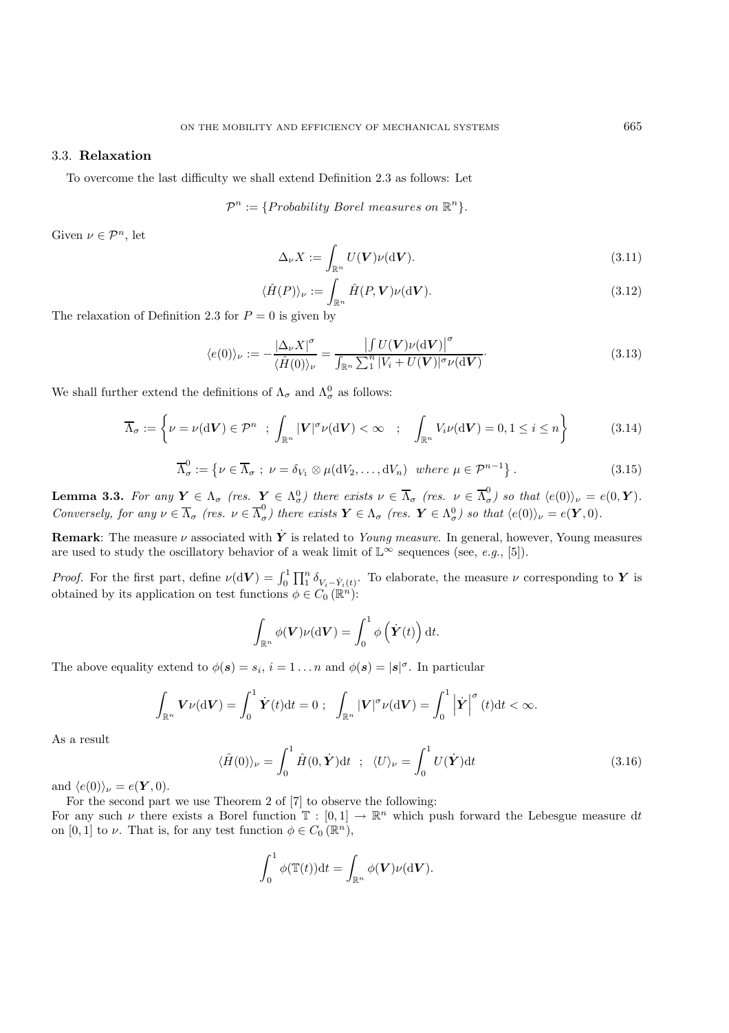### 3.3. Relaxation

To overcome the last difficulty we shall extend Definition 2.3 as follows: Let

$$\mathcal{P}^n := \{\textit{Probability Borel measures on } \mathbb{R}^n\}.$$

Given $\nu \in \mathcal{P}^n$, let

$$\Delta_\nu X := \int_{\mathbb{R}^n} U(\boldsymbol{V})\nu(\mathrm{d}\boldsymbol{V}). \tag{3.11}$$

$$\langle \hat{H}(P) \rangle_\nu := \int_{\mathbb{R}^n} \hat{H}(P, \boldsymbol{V})\nu(\mathrm{d}\boldsymbol{V}). \tag{3.12}$$

The relaxation of Definition 2.3 for $P = 0$ is given by

$$\langle e(0) \rangle_\nu := -\frac{|\Delta_\nu X|^\sigma}{\langle \hat{H}(0) \rangle_\nu} = \frac{\left| \int U(\boldsymbol{V})\nu(\mathrm{d}\boldsymbol{V}) \right|^\sigma}{\int_{\mathbb{R}^n} \sum_1^n |V_i + U(\boldsymbol{V})|^\sigma \nu(\mathrm{d}\boldsymbol{V})}. \tag{3.13}$$

We shall further extend the definitions of $\Lambda_\sigma$ and $\Lambda_\sigma^0$ as follows:

$$\overline{\Lambda}_\sigma := \left\{ \nu = \nu(\mathrm{d}\boldsymbol{V}) \in \mathcal{P}^n \;\; ; \; \int_{\mathbb{R}^n} |\boldsymbol{V}|^\sigma \nu(\mathrm{d}\boldsymbol{V}) < \infty \quad ; \quad \int_{\mathbb{R}^n} V_i \nu(\mathrm{d}\boldsymbol{V}) = 0, 1 \leq i \leq n \right\} \tag{3.14}$$

$$\overline{\Lambda}_\sigma^0 := \left\{ \nu \in \overline{\Lambda}_\sigma \; ; \; \nu = \delta_{V_1} \otimes \mu(\mathrm{d}V_2, \ldots, \mathrm{d}V_n) \;\; \textit{where } \mu \in \mathcal{P}^{n-1} \right\}. \tag{3.15}$$

**Lemma 3.3.** *For any $\boldsymbol{Y} \in \Lambda_\sigma$ (res. $\boldsymbol{Y} \in \Lambda_\sigma^0$) there exists $\nu \in \overline{\Lambda}_\sigma$ (res. $\nu \in \overline{\Lambda}_\sigma^0$) so that $\langle e(0) \rangle_\nu = e(0, \boldsymbol{Y})$. Conversely, for any $\nu \in \overline{\Lambda}_\sigma$ (res. $\nu \in \overline{\Lambda}_\sigma^0$) there exists $\boldsymbol{Y} \in \Lambda_\sigma$ (res. $\boldsymbol{Y} \in \Lambda_\sigma^0$) so that $\langle e(0) \rangle_\nu = e(\boldsymbol{Y}, 0)$.*

**Remark**: The measure $\nu$ associated with $\dot{\boldsymbol{Y}}$ is related to *Young measure*. In general, however, Young measures are used to study the oscillatory behavior of a weak limit of $\mathbb{L}^\infty$ sequences (see, *e.g.*, [5]).

*Proof.* For the first part, define $\nu(\mathrm{d}\boldsymbol{V}) = \int_0^1 \prod_1^n \delta_{V_i - \dot{Y}_i(t)}$. To elaborate, the measure $\nu$ corresponding to $\boldsymbol{Y}$ is obtained by its application on test functions $\phi \in C_0(\mathbb{R}^n)$:

$$\int_{\mathbb{R}^n} \phi(\boldsymbol{V})\nu(\mathrm{d}\boldsymbol{V}) = \int_0^1 \phi\left(\dot{\boldsymbol{Y}}(t)\right) \mathrm{d}t.$$

The above equality extend to $\phi(\boldsymbol{s}) = s_i$, $i = 1 \ldots n$ and $\phi(\boldsymbol{s}) = |\boldsymbol{s}|^\sigma$. In particular

$$\int_{\mathbb{R}^n} \boldsymbol{V}\nu(\mathrm{d}\boldsymbol{V}) = \int_0^1 \dot{\boldsymbol{Y}}(t)\mathrm{d}t = 0 \; ; \;\; \int_{\mathbb{R}^n} |\boldsymbol{V}|^\sigma \nu(\mathrm{d}\boldsymbol{V}) = \int_0^1 \left| \dot{\boldsymbol{Y}} \right|^\sigma (t)\mathrm{d}t < \infty.$$

As a result

$$\langle \hat{H}(0) \rangle_\nu = \int_0^1 \hat{H}(0, \dot{\boldsymbol{Y}})\mathrm{d}t \quad ; \quad \langle U \rangle_\nu = \int_0^1 U(\dot{\boldsymbol{Y}})\mathrm{d}t \tag{3.16}$$

and $\langle e(0) \rangle_\nu = e(\boldsymbol{Y}, 0)$.

For the second part we use Theorem 2 of [7] to observe the following:
For any such $\nu$ there exists a Borel function $\mathbb{T} : [0, 1] \to \mathbb{R}^n$ which push forward the Lebesgue measure $\mathrm{d}t$ on $[0, 1]$ to $\nu$. That is, for any test function $\phi \in C_0(\mathbb{R}^n)$,

$$\int_0^1 \phi(\mathbb{T}(t))\mathrm{d}t = \int_{\mathbb{R}^n} \phi(\boldsymbol{V})\nu(\mathrm{d}\boldsymbol{V}).$$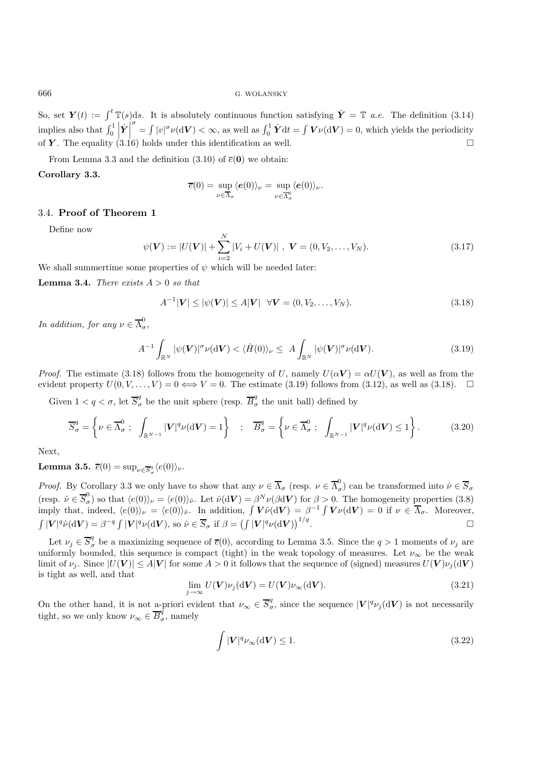So, set $\boldsymbol{Y}(t) := \int^t \mathbb{T}(s)\mathrm{d}s$. It is absolutely continuous function satisfying $\dot{\boldsymbol{Y}} = \mathbb{T}$ *a.e.* The definition (3.14) implies also that $\int_0^1 \left|\dot{\boldsymbol{Y}}\right|^\sigma = \int |v|^\sigma \nu(\mathrm{d}\boldsymbol{V}) < \infty$, as well as $\int_0^1 \dot{\boldsymbol{Y}}\mathrm{d}t = \int \boldsymbol{V}\nu(\mathrm{d}\boldsymbol{V}) = 0$, which yields the periodicity of $\boldsymbol{Y}$. The equality (3.16) holds under this identification as well. □

From Lemma 3.3 and the definition (3.10) of $\overline{e}(\mathbf{0})$ we obtain:

**Corollary 3.3.**

$$\overline{e}(0) = \sup_{\nu \in \overline{\Lambda}_\sigma} \langle \boldsymbol{e}(0) \rangle_\nu = \sup_{\nu \in \overline{\Lambda}^0_\sigma} \langle \boldsymbol{e}(0) \rangle_\nu.$$

### 3.4. Proof of Theorem 1

Define now

$$\psi(\boldsymbol{V}) := |U(\boldsymbol{V})| + \sum_{i=2}^N |V_i + U(\boldsymbol{V})| \ , \ \boldsymbol{V} = (0, V_2, \ldots, V_N). \tag{3.17}$$

We shall summertime some properties of $\psi$ which will be needed later:

**Lemma 3.4.** *There exists $A > 0$ so that*

$$A^{-1}|\boldsymbol{V}| \leq |\psi(\boldsymbol{V})| \leq A|\boldsymbol{V}| \ \ \forall \boldsymbol{V} = (0, V_2, \ldots, V_N). \tag{3.18}$$

*In addition, for any $\nu \in \overline{\Lambda}^0_\sigma$,*

$$A^{-1} \int_{\mathbb{R}^N} |\psi(\boldsymbol{V})|^\sigma \nu(\mathrm{d}\boldsymbol{V}) < \langle \hat{H}(0) \rangle_\nu \leq \ A \int_{\mathbb{R}^N} |\psi(\boldsymbol{V})|^\sigma \nu(\mathrm{d}\boldsymbol{V}). \tag{3.19}$$

*Proof.* The estimate (3.18) follows from the homogeneity of $U$, namely $U(\alpha \boldsymbol{V}) = \alpha U(\boldsymbol{V})$, as well as from the evident property $U(0, V, \ldots, V) = 0 \Longleftrightarrow V = 0$. The estimate (3.19) follows from (3.12), as well as (3.18). □

Given $1 < q < \sigma$, let $\overline{S}^q_\sigma$ be the unit sphere (resp. $\overline{B}^q_\sigma$ the unit ball) defined by

$$\overline{S}^q_\sigma = \left\{ \nu \in \overline{\Lambda}^0_\sigma \ ; \ \int_{\mathbb{R}^{N-1}} |\boldsymbol{V}|^q \nu(\mathrm{d}\boldsymbol{V}) = 1 \right\} \quad ; \quad \overline{B}^q_\sigma = \left\{ \nu \in \overline{\Lambda}^0_\sigma \ ; \ \int_{\mathbb{R}^{N-1}} |\boldsymbol{V}|^q \nu(\mathrm{d}\boldsymbol{V}) \leq 1 \right\}. \tag{3.20}$$

Next,

**Lemma 3.5.** $\overline{e}(0) = \sup_{\nu \in \overline{S}^q_\sigma} \langle e(0) \rangle_\nu$.

*Proof.* By Corollary 3.3 we only have to show that any $\nu \in \overline{\Lambda}_\sigma$ (resp. $\nu \in \overline{\Lambda}^0_\sigma$) can be transformed into $\hat{\nu} \in \overline{S}_\sigma$ (resp. $\hat{\nu} \in \overline{S}^0_\sigma$) so that $\langle e(0) \rangle_\nu = \langle e(0) \rangle_{\hat{\nu}}$. Let $\hat{\nu}(\mathrm{d}\boldsymbol{V}) = \beta^N \nu(\beta \mathrm{d}\boldsymbol{V})$ for $\beta > 0$. The homogeneity properties (3.8) imply that, indeed, $\langle e(0) \rangle_\nu = \langle e(0) \rangle_{\hat{\nu}}$. In addition, $\int \boldsymbol{V}\hat{\nu}(\mathrm{d}\boldsymbol{V}) = \beta^{-1} \int \boldsymbol{V}\nu(\mathrm{d}\boldsymbol{V}) = 0$ if $\nu \in \overline{\Lambda}_\sigma$. Moreover, $\int |\boldsymbol{V}|^q \hat{\nu}(\mathrm{d}\boldsymbol{V}) = \beta^{-q} \int |\boldsymbol{V}|^q \nu(\mathrm{d}\boldsymbol{V})$, so $\hat{\nu} \in \overline{S}_\sigma$ if $\beta = \left(\int |\boldsymbol{V}|^q \nu(\mathrm{d}\boldsymbol{V})\right)^{1/q}$. □

Let $\nu_j \in \overline{S}^q_\sigma$ be a maximizing sequence of $\overline{e}(0)$, according to Lemma 3.5. Since the $q > 1$ moments of $\nu_j$ are uniformly bounded, this sequence is compact (tight) in the weak topology of measures. Let $\nu_\infty$ be the weak limit of $\nu_j$. Since $|U(\boldsymbol{V})| \leq A|\boldsymbol{V}|$ for some $A > 0$ it follows that the sequence of (signed) measures $U(\boldsymbol{V})\nu_j(\mathrm{d}\boldsymbol{V})$ is tight as well, and that

$$\lim_{j \to \infty} U(\boldsymbol{V})\nu_j(\mathrm{d}\boldsymbol{V}) = U(\boldsymbol{V})\nu_\infty(\mathrm{d}\boldsymbol{V}). \tag{3.21}$$

On the other hand, it is not a-priori evident that $\nu_\infty \in \overline{S}^q_\sigma$, since the sequence $|\boldsymbol{V}|^q \nu_j(\mathrm{d}\boldsymbol{V})$ is not necessarily tight, so we only know $\nu_\infty \in \overline{B}^q_\sigma$, namely

$$\int |\boldsymbol{V}|^q \nu_\infty(\mathrm{d}\boldsymbol{V}) \leq 1. \tag{3.22}$$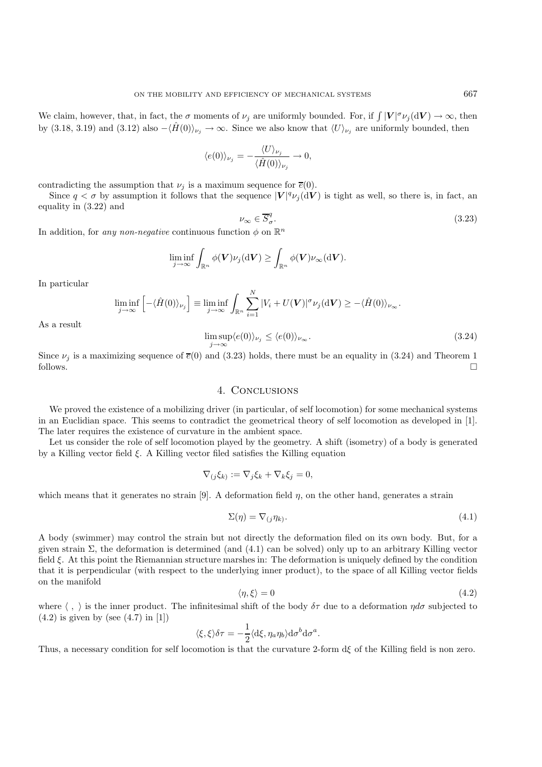We claim, however, that, in fact, the $\sigma$ moments of $\nu_j$ are uniformly bounded. For, if $\int |\boldsymbol{V}|^\sigma \nu_j(\mathrm{d}\boldsymbol{V}) \to \infty$, then by (3.18, 3.19) and (3.12) also $-\langle \hat{H}(0)\rangle_{\nu_j} \to \infty$. Since we also know that $\langle U\rangle_{\nu_j}$ are uniformly bounded, then

$$\langle e(0)\rangle_{\nu_j} = -\frac{\langle U\rangle_{\nu_j}}{\langle \hat{H}(0)\rangle_{\nu_j}} \to 0,$$

contradicting the assumption that $\nu_j$ is a maximum sequence for $\overline{e}(0)$.

Since $q < \sigma$ by assumption it follows that the sequence $|\boldsymbol{V}|^q \nu_j(\mathrm{d}\boldsymbol{V})$ is tight as well, so there is, in fact, an equality in (3.22) and

$$\nu_\infty \in \overline{S}^q_\sigma. \tag{3.23}$$

In addition, for *any non-negative* continuous function $\phi$ on $\mathbb{R}^n$

$$\liminf_{j\to\infty} \int_{\mathbb{R}^n} \phi(\boldsymbol{V})\nu_j(\mathrm{d}\boldsymbol{V}) \geq \int_{\mathbb{R}^n} \phi(\boldsymbol{V})\nu_\infty(\mathrm{d}\boldsymbol{V}).$$

In particular

$$\liminf_{j\to\infty} \left[-\langle \hat{H}(0)\rangle_{\nu_j}\right] \equiv \liminf_{j\to\infty} \int_{\mathbb{R}^n} \sum_{i=1}^N |V_i + U(\boldsymbol{V})|^\sigma \nu_j(\mathrm{d}\boldsymbol{V}) \geq -\langle \hat{H}(0)\rangle_{\nu_\infty}.$$

As a result

$$\limsup_{j\to\infty} \langle e(0)\rangle_{\nu_j} \leq \langle e(0)\rangle_{\nu_\infty}. \tag{3.24}$$

Since $\nu_j$ is a maximizing sequence of $\overline{e}(0)$ and (3.23) holds, there must be an equality in (3.24) and Theorem 1 follows. □

## 4. Conclusions

We proved the existence of a mobilizing driver (in particular, of self locomotion) for some mechanical systems in an Euclidian space. This seems to contradict the geometrical theory of self locomotion as developed in [1]. The later requires the existence of curvature in the ambient space.

Let us consider the role of self locomotion played by the geometry. A shift (isometry) of a body is generated by a Killing vector field $\xi$. A Killing vector filed satisfies the Killing equation

$$\nabla_{(j}\xi_{k)} := \nabla_j \xi_k + \nabla_k \xi_j = 0,$$

which means that it generates no strain [9]. A deformation field $\eta$, on the other hand, generates a strain

$$\Sigma(\eta) = \nabla_{(j}\eta_{k)}. \tag{4.1}$$

A body (swimmer) may control the strain but not directly the deformation filed on its own body. But, for a given strain $\Sigma$, the deformation is determined (and (4.1) can be solved) only up to an arbitrary Killing vector field $\xi$. At this point the Riemannian structure marshes in: The deformation is uniquely defined by the condition that it is perpendicular (with respect to the underlying inner product), to the space of all Killing vector fields on the manifold

$$\langle \eta, \xi\rangle = 0 \tag{4.2}$$

where $\langle\ ,\ \rangle$ is the inner product. The infinitesimal shift of the body $\delta\tau$ due to a deformation $\eta d\sigma$ subjected to (4.2) is given by (see (4.7) in [1])

$$\langle \xi, \xi\rangle \delta\tau = -\frac{1}{2}\langle \mathrm{d}\xi, \eta_a \eta_b\rangle \mathrm{d}\sigma^b \mathrm{d}\sigma^a.$$

Thus, a necessary condition for self locomotion is that the curvature 2-form $\mathrm{d}\xi$ of the Killing field is non zero.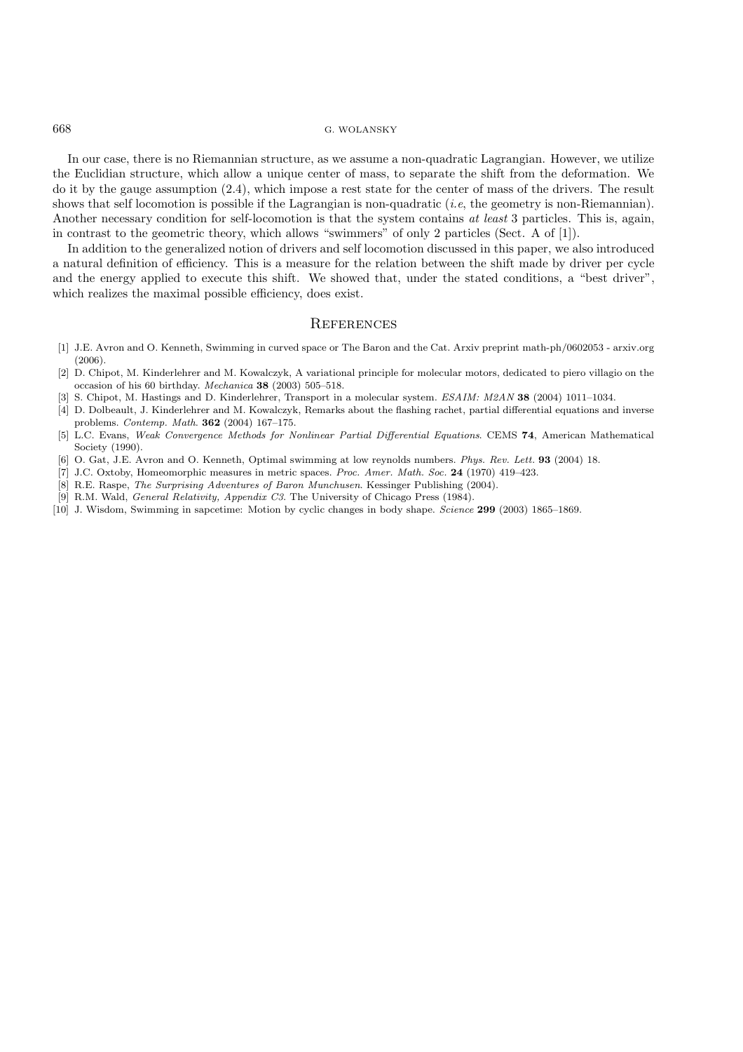In our case, there is no Riemannian structure, as we assume a non-quadratic Lagrangian. However, we utilize the Euclidian structure, which allow a unique center of mass, to separate the shift from the deformation. We do it by the gauge assumption (2.4), which impose a rest state for the center of mass of the drivers. The result shows that self locomotion is possible if the Lagrangian is non-quadratic (*i.e*, the geometry is non-Riemannian). Another necessary condition for self-locomotion is that the system contains *at least* 3 particles. This is, again, in contrast to the geometric theory, which allows "swimmers" of only 2 particles (Sect. A of [1]).

In addition to the generalized notion of drivers and self locomotion discussed in this paper, we also introduced a natural definition of efficiency. This is a measure for the relation between the shift made by driver per cycle and the energy applied to execute this shift. We showed that, under the stated conditions, a "best driver", which realizes the maximal possible efficiency, does exist.

## References

[1] J.E. Avron and O. Kenneth, Swimming in curved space or The Baron and the Cat. Arxiv preprint math-ph/0602053 - arxiv.org (2006).

[2] D. Chipot, M. Kinderlehrer and M. Kowalczyk, A variational principle for molecular motors, dedicated to piero villagio on the occasion of his 60 birthday. *Mechanica* **38** (2003) 505–518.

[3] S. Chipot, M. Hastings and D. Kinderlehrer, Transport in a molecular system. *ESAIM: M2AN* **38** (2004) 1011–1034.

[4] D. Dolbeault, J. Kinderlehrer and M. Kowalczyk, Remarks about the flashing rachet, partial differential equations and inverse problems. *Contemp. Math.* **362** (2004) 167–175.

[5] L.C. Evans, *Weak Convergence Methods for Nonlinear Partial Differential Equations*. CEMS **74**, American Mathematical Society (1990).

[6] O. Gat, J.E. Avron and O. Kenneth, Optimal swimming at low reynolds numbers. *Phys. Rev. Lett.* **93** (2004) 18.

[7] J.C. Oxtoby, Homeomorphic measures in metric spaces. *Proc. Amer. Math. Soc.* **24** (1970) 419–423.

[8] R.E. Raspe, *The Surprising Adventures of Baron Munchusen*. Kessinger Publishing (2004).

[9] R.M. Wald, *General Relativity, Appendix C3*. The University of Chicago Press (1984).

[10] J. Wisdom, Swimming in sapcetime: Motion by cyclic changes in body shape. *Science* **299** (2003) 1865–1869.